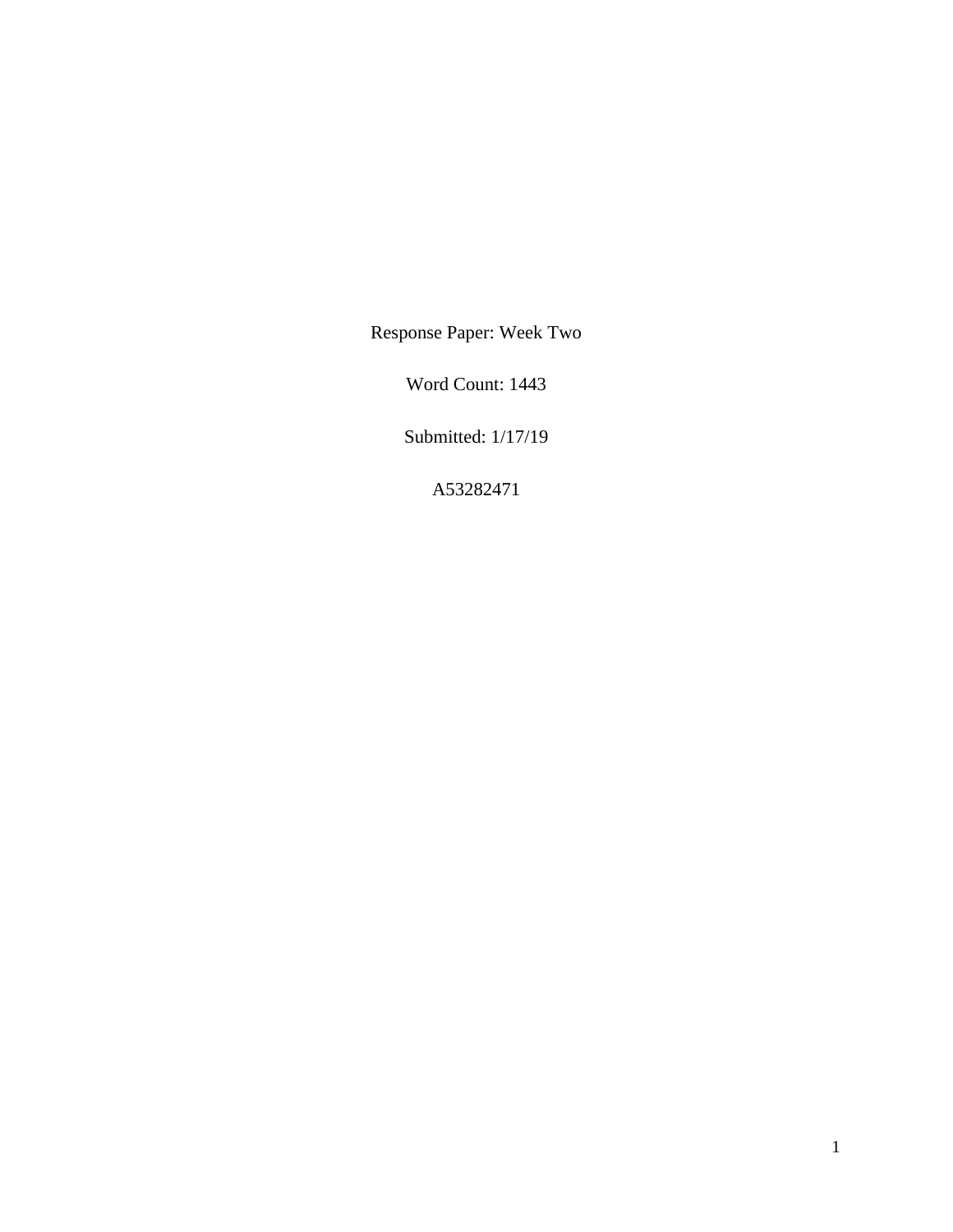Response Paper: Week Two

Word Count: 1443

Submitted: 1/17/19

A53282471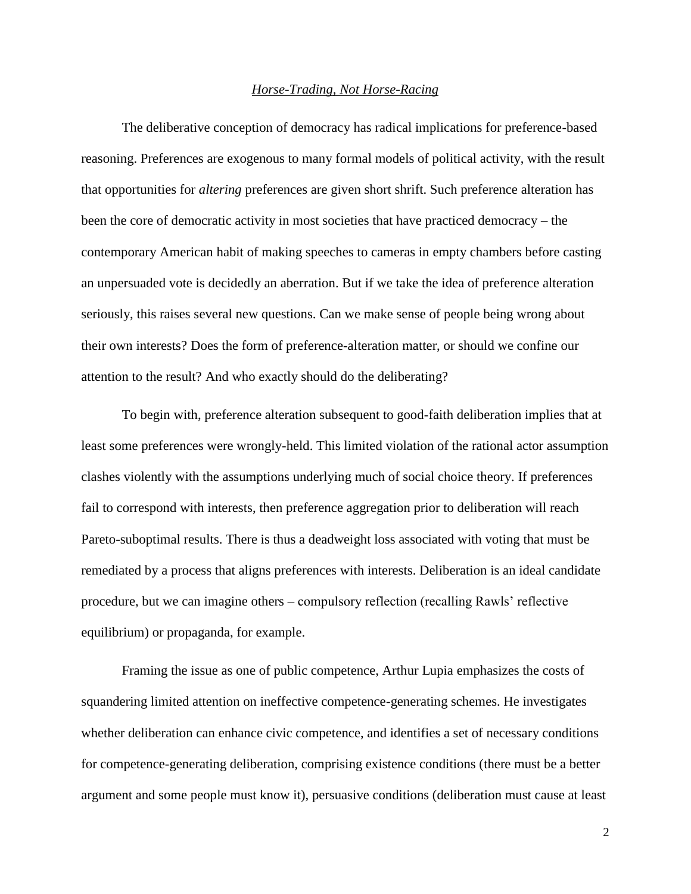## *Horse-Trading, Not Horse-Racing*

The deliberative conception of democracy has radical implications for preference-based reasoning. Preferences are exogenous to many formal models of political activity, with the result that opportunities for *altering* preferences are given short shrift. Such preference alteration has been the core of democratic activity in most societies that have practiced democracy – the contemporary American habit of making speeches to cameras in empty chambers before casting an unpersuaded vote is decidedly an aberration. But if we take the idea of preference alteration seriously, this raises several new questions. Can we make sense of people being wrong about their own interests? Does the form of preference-alteration matter, or should we confine our attention to the result? And who exactly should do the deliberating?

To begin with, preference alteration subsequent to good-faith deliberation implies that at least some preferences were wrongly-held. This limited violation of the rational actor assumption clashes violently with the assumptions underlying much of social choice theory. If preferences fail to correspond with interests, then preference aggregation prior to deliberation will reach Pareto-suboptimal results. There is thus a deadweight loss associated with voting that must be remediated by a process that aligns preferences with interests. Deliberation is an ideal candidate procedure, but we can imagine others – compulsory reflection (recalling Rawls' reflective equilibrium) or propaganda, for example.

Framing the issue as one of public competence, Arthur Lupia emphasizes the costs of squandering limited attention on ineffective competence-generating schemes. He investigates whether deliberation can enhance civic competence, and identifies a set of necessary conditions for competence-generating deliberation, comprising existence conditions (there must be a better argument and some people must know it), persuasive conditions (deliberation must cause at least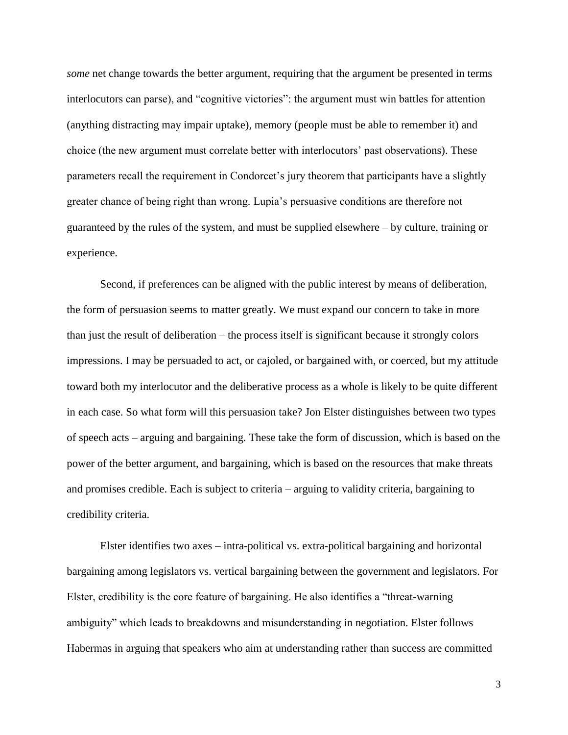*some* net change towards the better argument, requiring that the argument be presented in terms interlocutors can parse), and "cognitive victories": the argument must win battles for attention (anything distracting may impair uptake), memory (people must be able to remember it) and choice (the new argument must correlate better with interlocutors' past observations). These parameters recall the requirement in Condorcet's jury theorem that participants have a slightly greater chance of being right than wrong. Lupia's persuasive conditions are therefore not guaranteed by the rules of the system, and must be supplied elsewhere – by culture, training or experience.

Second, if preferences can be aligned with the public interest by means of deliberation, the form of persuasion seems to matter greatly. We must expand our concern to take in more than just the result of deliberation – the process itself is significant because it strongly colors impressions. I may be persuaded to act, or cajoled, or bargained with, or coerced, but my attitude toward both my interlocutor and the deliberative process as a whole is likely to be quite different in each case. So what form will this persuasion take? Jon Elster distinguishes between two types of speech acts – arguing and bargaining. These take the form of discussion, which is based on the power of the better argument, and bargaining, which is based on the resources that make threats and promises credible. Each is subject to criteria – arguing to validity criteria, bargaining to credibility criteria.

Elster identifies two axes – intra-political vs. extra-political bargaining and horizontal bargaining among legislators vs. vertical bargaining between the government and legislators. For Elster, credibility is the core feature of bargaining. He also identifies a "threat-warning ambiguity" which leads to breakdowns and misunderstanding in negotiation. Elster follows Habermas in arguing that speakers who aim at understanding rather than success are committed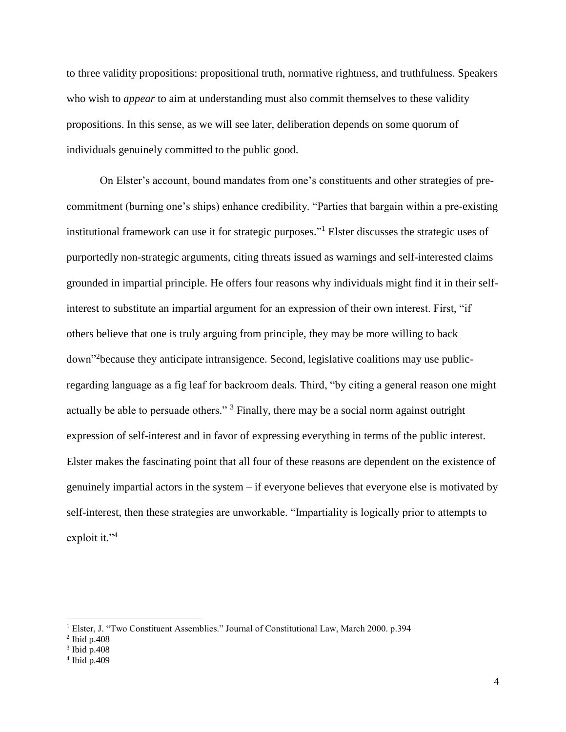to three validity propositions: propositional truth, normative rightness, and truthfulness. Speakers who wish to *appear* to aim at understanding must also commit themselves to these validity propositions. In this sense, as we will see later, deliberation depends on some quorum of individuals genuinely committed to the public good.

On Elster's account, bound mandates from one's constituents and other strategies of pre-commitment (burning one's ships) enhance credibility. "Parties that bargain within a pre-existing institutional framework can use it for strategic purposes."[1] Elster discusses the strategic uses of purportedly non-strategic arguments, citing threats issued as warnings and self-interested claims grounded in impartial principle. He offers four reasons why individuals might find it in their self-interest to substitute an impartial argument for an expression of their own interest. First, "if others believe that one is truly arguing from principle, they may be more willing to back down"[2]because they anticipate intransigence. Second, legislative coalitions may use public-regarding language as a fig leaf for backroom deals. Third, "by citing a general reason one might actually be able to persuade others." [3] Finally, there may be a social norm against outright expression of self-interest and in favor of expressing everything in terms of the public interest. Elster makes the fascinating point that all four of these reasons are dependent on the existence of genuinely impartial actors in the system – if everyone believes that everyone else is motivated by self-interest, then these strategies are unworkable. "Impartiality is logically prior to attempts to exploit it."[4]

---

[1] Elster, J. "Two Constituent Assemblies." Journal of Constitutional Law, March 2000. p.394

[2] Ibid p.408

[3] Ibid p.408

[4] Ibid p.409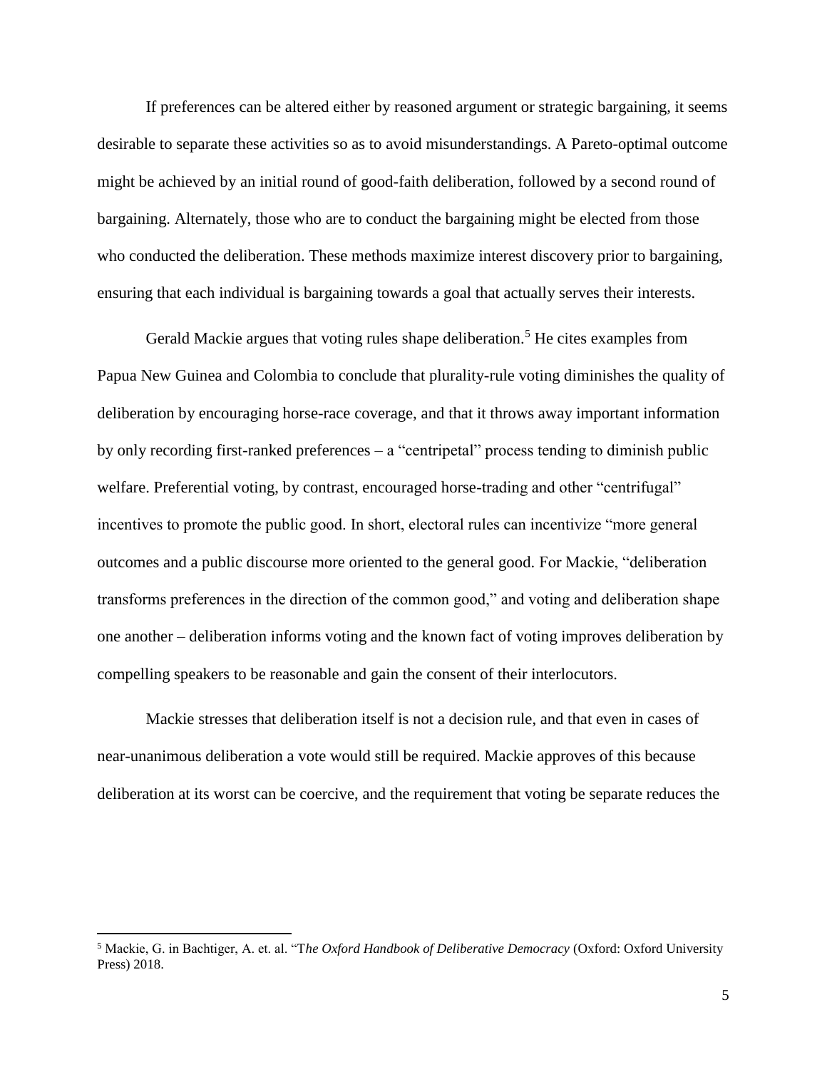If preferences can be altered either by reasoned argument or strategic bargaining, it seems desirable to separate these activities so as to avoid misunderstandings. A Pareto-optimal outcome might be achieved by an initial round of good-faith deliberation, followed by a second round of bargaining. Alternately, those who are to conduct the bargaining might be elected from those who conducted the deliberation. These methods maximize interest discovery prior to bargaining, ensuring that each individual is bargaining towards a goal that actually serves their interests.

Gerald Mackie argues that voting rules shape deliberation.[5] He cites examples from Papua New Guinea and Colombia to conclude that plurality-rule voting diminishes the quality of deliberation by encouraging horse-race coverage, and that it throws away important information by only recording first-ranked preferences – a "centripetal" process tending to diminish public welfare. Preferential voting, by contrast, encouraged horse-trading and other "centrifugal" incentives to promote the public good. In short, electoral rules can incentivize "more general outcomes and a public discourse more oriented to the general good. For Mackie, "deliberation transforms preferences in the direction of the common good," and voting and deliberation shape one another – deliberation informs voting and the known fact of voting improves deliberation by compelling speakers to be reasonable and gain the consent of their interlocutors.

Mackie stresses that deliberation itself is not a decision rule, and that even in cases of near-unanimous deliberation a vote would still be required. Mackie approves of this because deliberation at its worst can be coercive, and the requirement that voting be separate reduces the

---

[5] Mackie, G. in Bachtiger, A. et. al. "T*he Oxford Handbook of Deliberative Democracy* (Oxford: Oxford University Press) 2018.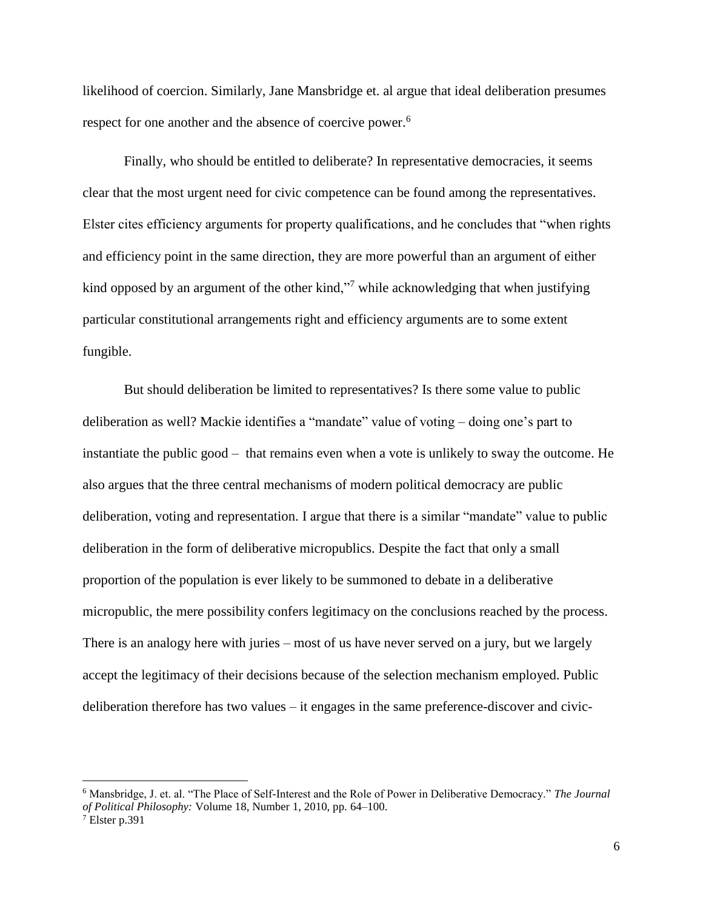likelihood of coercion. Similarly, Jane Mansbridge et. al argue that ideal deliberation presumes respect for one another and the absence of coercive power.[6]

Finally, who should be entitled to deliberate? In representative democracies, it seems clear that the most urgent need for civic competence can be found among the representatives. Elster cites efficiency arguments for property qualifications, and he concludes that "when rights and efficiency point in the same direction, they are more powerful than an argument of either kind opposed by an argument of the other kind,"[7] while acknowledging that when justifying particular constitutional arrangements right and efficiency arguments are to some extent fungible.

But should deliberation be limited to representatives? Is there some value to public deliberation as well? Mackie identifies a "mandate" value of voting – doing one's part to instantiate the public good – that remains even when a vote is unlikely to sway the outcome. He also argues that the three central mechanisms of modern political democracy are public deliberation, voting and representation. I argue that there is a similar "mandate" value to public deliberation in the form of deliberative micropublics. Despite the fact that only a small proportion of the population is ever likely to be summoned to debate in a deliberative micropublic, the mere possibility confers legitimacy on the conclusions reached by the process. There is an analogy here with juries – most of us have never served on a jury, but we largely accept the legitimacy of their decisions because of the selection mechanism employed. Public deliberation therefore has two values – it engages in the same preference-discover and civic-

---

[6] Mansbridge, J. et. al. "The Place of Self-Interest and the Role of Power in Deliberative Democracy." *The Journal of Political Philosophy:* Volume 18, Number 1, 2010, pp. 64–100.

[7] Elster p.391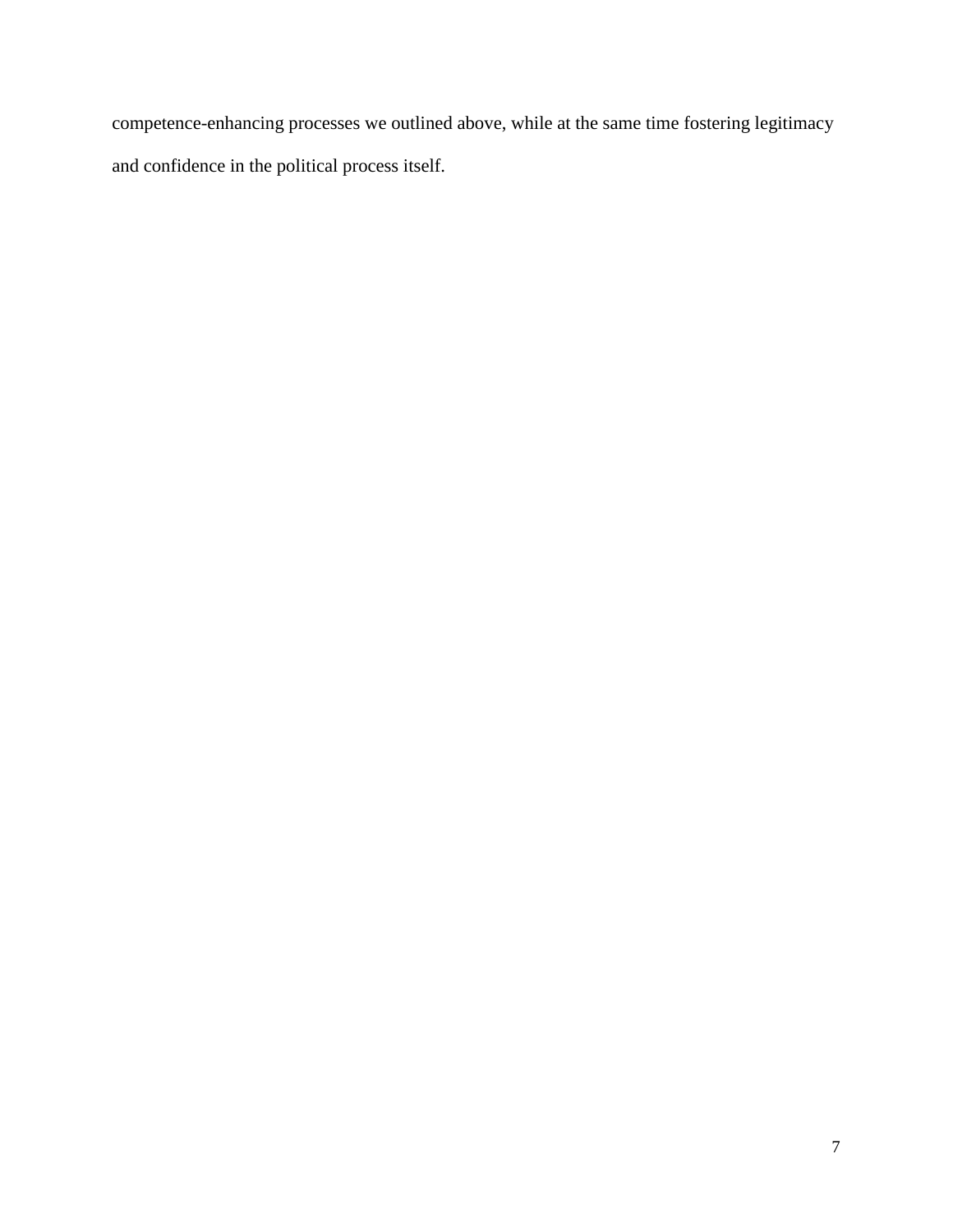competence-enhancing processes we outlined above, while at the same time fostering legitimacy and confidence in the political process itself.